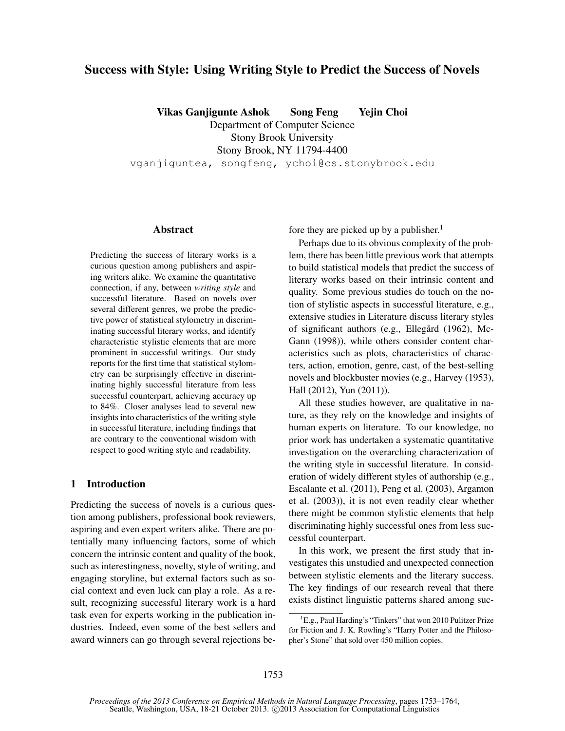# Success with Style: Using Writing Style to Predict the Success of Novels

**Vikas Ganjigunte Ashok Song Feng Yejin Choi**

Department of Computer Science
Stony Brook University
Stony Brook, NY 11794-4400

vganjiguntea, songfeng, ychoi@cs.stonybrook.edu

## Abstract

Predicting the success of literary works is a curious question among publishers and aspiring writers alike. We examine the quantitative connection, if any, between *writing style* and successful literature. Based on novels over several different genres, we probe the predictive power of statistical stylometry in discriminating successful literary works, and identify characteristic stylistic elements that are more prominent in successful writings. Our study reports for the first time that statistical stylometry can be surprisingly effective in discriminating highly successful literature from less successful counterpart, achieving accuracy up to 84%. Closer analyses lead to several new insights into characteristics of the writing style in successful literature, including findings that are contrary to the conventional wisdom with respect to good writing style and readability.

## 1 Introduction

Predicting the success of novels is a curious question among publishers, professional book reviewers, aspiring and even expert writers alike. There are potentially many influencing factors, some of which concern the intrinsic content and quality of the book, such as interestingness, novelty, style of writing, and engaging storyline, but external factors such as social context and even luck can play a role. As a result, recognizing successful literary work is a hard task even for experts working in the publication industries. Indeed, even some of the best sellers and award winners can go through several rejections before they are picked up by a publisher.[1]

Perhaps due to its obvious complexity of the problem, there has been little previous work that attempts to build statistical models that predict the success of literary works based on their intrinsic content and quality. Some previous studies do touch on the notion of stylistic aspects in successful literature, e.g., extensive studies in Literature discuss literary styles of significant authors (e.g., Ellegård (1962), McGann (1998)), while others consider content characteristics such as plots, characteristics of characters, action, emotion, genre, cast, of the best-selling novels and blockbuster movies (e.g., Harvey (1953), Hall (2012), Yun (2011)).

All these studies however, are qualitative in nature, as they rely on the knowledge and insights of human experts on literature. To our knowledge, no prior work has undertaken a systematic quantitative investigation on the overarching characterization of the writing style in successful literature. In consideration of widely different styles of authorship (e.g., Escalante et al. (2011), Peng et al. (2003), Argamon et al. (2003)), it is not even readily clear whether there might be common stylistic elements that help discriminating highly successful ones from less successful counterpart.

In this work, we present the first study that investigates this unstudied and unexpected connection between stylistic elements and the literary success. The key findings of our research reveal that there exists distinct linguistic patterns shared among suc-

[1] E.g., Paul Harding's "Tinkers" that won 2010 Pulitzer Prize for Fiction and J. K. Rowling's "Harry Potter and the Philosopher's Stone" that sold over 450 million copies.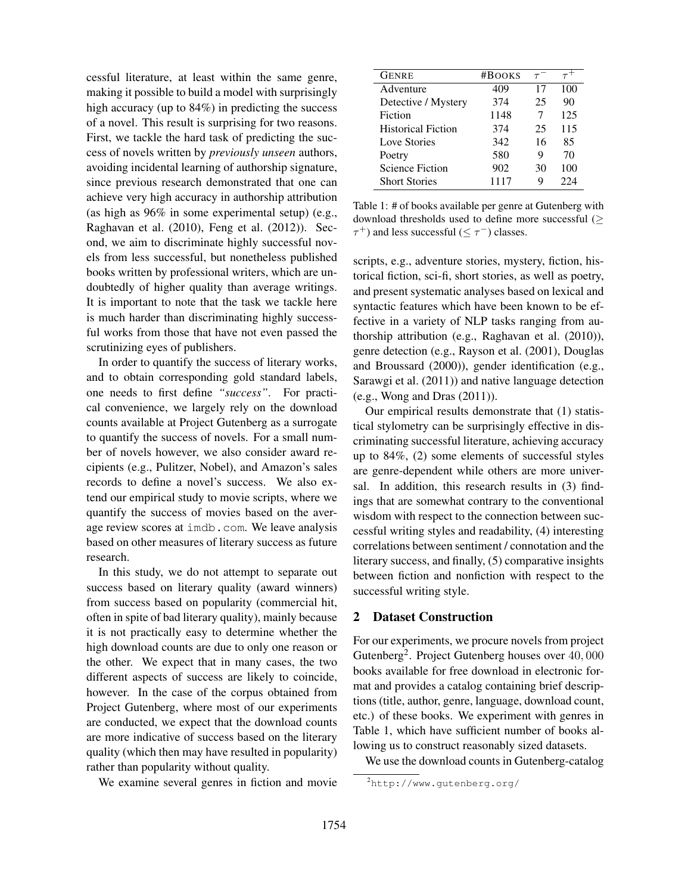cessful literature, at least within the same genre, making it possible to build a model with surprisingly high accuracy (up to 84%) in predicting the success of a novel. This result is surprising for two reasons. First, we tackle the hard task of predicting the success of novels written by *previously unseen* authors, avoiding incidental learning of authorship signature, since previous research demonstrated that one can achieve very high accuracy in authorship attribution (as high as 96% in some experimental setup) (e.g., Raghavan et al. (2010), Feng et al. (2012)). Second, we aim to discriminate highly successful novels from less successful, but nonetheless published books written by professional writers, which are undoubtedly of higher quality than average writings. It is important to note that the task we tackle here is much harder than discriminating highly successful works from those that have not even passed the scrutinizing eyes of publishers.

In order to quantify the success of literary works, and to obtain corresponding gold standard labels, one needs to first define *"success"*. For practical convenience, we largely rely on the download counts available at Project Gutenberg as a surrogate to quantify the success of novels. For a small number of novels however, we also consider award recipients (e.g., Pulitzer, Nobel), and Amazon's sales records to define a novel's success. We also extend our empirical study to movie scripts, where we quantify the success of movies based on the average review scores at imdb.com. We leave analysis based on other measures of literary success as future research.

In this study, we do not attempt to separate out success based on literary quality (award winners) from success based on popularity (commercial hit, often in spite of bad literary quality), mainly because it is not practically easy to determine whether the high download counts are due to only one reason or the other. We expect that in many cases, the two different aspects of success are likely to coincide, however. In the case of the corpus obtained from Project Gutenberg, where most of our experiments are conducted, we expect that the download counts are more indicative of success based on the literary quality (which then may have resulted in popularity) rather than popularity without quality.

We examine several genres in fiction and movie scripts, e.g., adventure stories, mystery, fiction, historical fiction, sci-fi, short stories, as well as poetry, and present systematic analyses based on lexical and syntactic features which have been known to be effective in a variety of NLP tasks ranging from authorship attribution (e.g., Raghavan et al. (2010)), genre detection (e.g., Rayson et al. (2001), Douglas and Broussard (2000)), gender identification (e.g., Sarawgi et al. (2011)) and native language detection (e.g., Wong and Dras (2011)).

| GENRE | #BOOKS | $\tau^-$ | $\tau^+$ |
|---|---|---|---|
| Adventure | 409 | 17 | 100 |
| Detective / Mystery | 374 | 25 | 90 |
| Fiction | 1148 | 7 | 125 |
| Historical Fiction | 374 | 25 | 115 |
| Love Stories | 342 | 16 | 85 |
| Poetry | 580 | 9 | 70 |
| Science Fiction | 902 | 30 | 100 |
| Short Stories | 1117 | 9 | 224 |

Table 1: # of books available per genre at Gutenberg with download thresholds used to define more successful ($\geq \tau^+$) and less successful ($\leq \tau^-$) classes.

Our empirical results demonstrate that (1) statistical stylometry can be surprisingly effective in discriminating successful literature, achieving accuracy up to 84%, (2) some elements of successful styles are genre-dependent while others are more universal. In addition, this research results in (3) findings that are somewhat contrary to the conventional wisdom with respect to the connection between successful writing styles and readability, (4) interesting correlations between sentiment / connotation and the literary success, and finally, (5) comparative insights between fiction and nonfiction with respect to the successful writing style.

## 2 Dataset Construction

For our experiments, we procure novels from project Gutenberg[2]. Project Gutenberg houses over $40,000$ books available for free download in electronic format and provides a catalog containing brief descriptions (title, author, genre, language, download count, etc.) of these books. We experiment with genres in Table 1, which have sufficient number of books allowing us to construct reasonably sized datasets.

We use the download counts in Gutenberg-catalog

[2] http://www.gutenberg.org/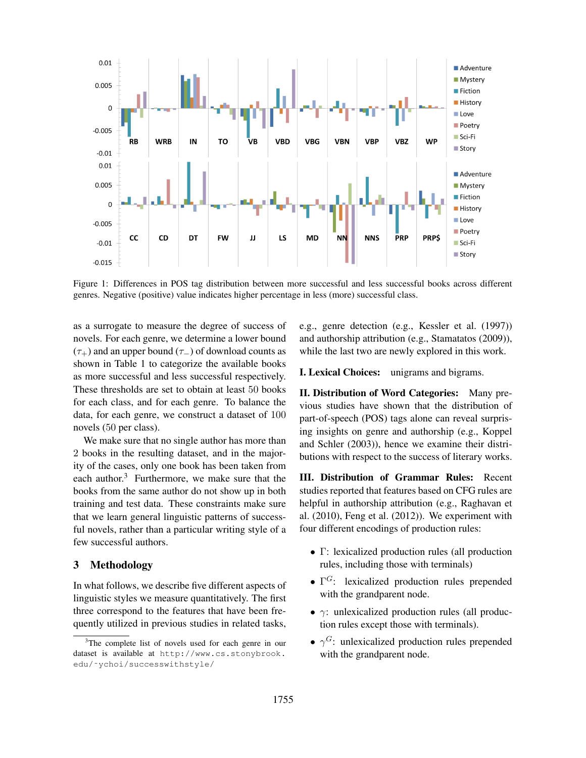0.01
0.005
0
-0.005
-0.01

RB WRB IN TO VB VBD VBG VBN VBP VBZ WP

Adventure
Mystery
Fiction
History
Love
Poetry
Sci-Fi
Story

0.01
0.005
0
-0.005
-0.01
-0.015

CC CD DT FW JJ LS MD NN NNS PRP PRP$

Adventure
Mystery
Fiction
History
Love
Poetry
Sci-Fi
Story

Figure 1: Differences in POS tag distribution between more successful and less successful books across different genres. Negative (positive) value indicates higher percentage in less (more) successful class.

as a surrogate to measure the degree of success of novels. For each genre, we determine a lower bound ($\tau_+$) and an upper bound ($\tau_-$) of download counts as shown in Table 1 to categorize the available books as more successful and less successful respectively. These thresholds are set to obtain at least 50 books for each class, and for each genre. To balance the data, for each genre, we construct a dataset of 100 novels (50 per class).

We make sure that no single author has more than 2 books in the resulting dataset, and in the majority of the cases, only one book has been taken from each author.[3] Furthermore, we make sure that the books from the same author do not show up in both training and test data. These constraints make sure that we learn general linguistic patterns of successful novels, rather than a particular writing style of a few successful authors.

## 3 Methodology

In what follows, we describe five different aspects of linguistic styles we measure quantitatively. The first three correspond to the features that have been frequently utilized in previous studies in related tasks, e.g., genre detection (e.g., Kessler et al. (1997)) and authorship attribution (e.g., Stamatatos (2009)), while the last two are newly explored in this work.

**I. Lexical Choices:** unigrams and bigrams.

**II. Distribution of Word Categories:** Many previous studies have shown that the distribution of part-of-speech (POS) tags alone can reveal surprising insights on genre and authorship (e.g., Koppel and Schler (2003)), hence we examine their distributions with respect to the success of literary works.

**III. Distribution of Grammar Rules:** Recent studies reported that features based on CFG rules are helpful in authorship attribution (e.g., Raghavan et al. (2010), Feng et al. (2012)). We experiment with four different encodings of production rules:

- $\Gamma$: lexicalized production rules (all production rules, including those with terminals)
- $\Gamma^G$: lexicalized production rules prepended with the grandparent node.
- $\gamma$: unlexicalized production rules (all production rules except those with terminals).
- $\gamma^G$: unlexicalized production rules prepended with the grandparent node.

[3] The complete list of novels used for each genre in our dataset is available at http://www.cs.stonybrook.edu/~ychoi/successwithstyle/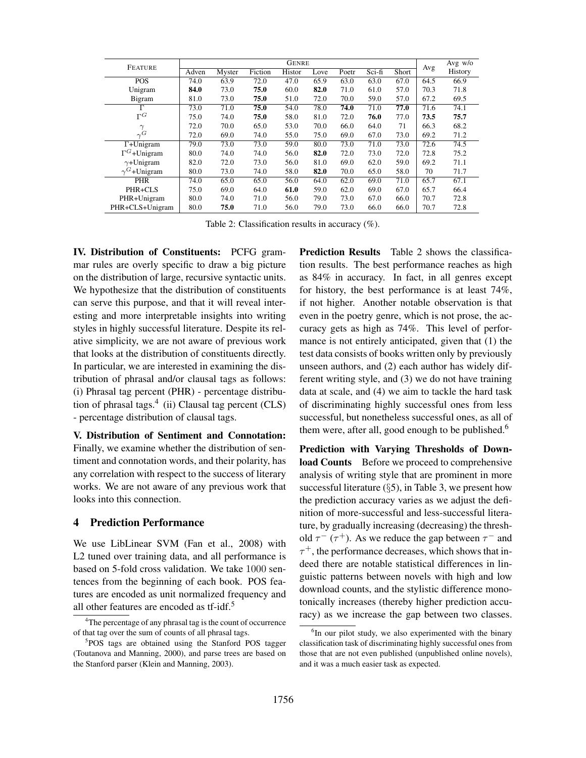| Feature | Genre | | | | | | | | Avg | Avg w/o History |
|---|---|---|---|---|---|---|---|---|---|---|
| | Adven | Myster | Fiction | Histor | Love | Poetr | Sci-fi | Short | | |
| POS | 74.0 | 63.9 | 72.0 | 47.0 | 65.9 | 63.0 | 63.0 | 67.0 | 64.5 | 66.9 |
| Unigram | **84.0** | 73.0 | **75.0** | 60.0 | **82.0** | 71.0 | 61.0 | 57.0 | 70.3 | 71.8 |
| Bigram | 81.0 | 73.0 | **75.0** | 51.0 | 72.0 | 70.0 | 59.0 | 57.0 | 67.2 | 69.5 |
| $\Gamma$ | 73.0 | 71.0 | **75.0** | 54.0 | 78.0 | **74.0** | 71.0 | **77.0** | 71.6 | 74.1 |
| $\Gamma^G$ | 75.0 | 74.0 | **75.0** | 58.0 | 81.0 | 72.0 | **76.0** | 77.0 | **73.5** | **75.7** |
| $\gamma$ | 72.0 | 70.0 | 65.0 | 53.0 | 70.0 | 66.0 | 64.0 | 71 | 66.3 | 68.2 |
| $\gamma^G$ | 72.0 | 69.0 | 74.0 | 55.0 | 75.0 | 69.0 | 67.0 | 73.0 | 69.2 | 71.2 |
| $\Gamma$+Unigram | 79.0 | 73.0 | 73.0 | 59.0 | 80.0 | 73.0 | 71.0 | 73.0 | 72.6 | 74.5 |
| $\Gamma^G$+Unigram | 80.0 | 74.0 | 74.0 | 56.0 | **82.0** | 72.0 | 73.0 | 72.0 | 72.8 | 75.2 |
| $\gamma$+Unigram | 82.0 | 72.0 | 73.0 | 56.0 | 81.0 | 69.0 | 62.0 | 59.0 | 69.2 | 71.1 |
| $\gamma^G$+Unigram | 80.0 | 73.0 | 74.0 | 58.0 | **82.0** | 70.0 | 65.0 | 58.0 | 70 | 71.7 |
| PHR | 74.0 | 65.0 | 65.0 | 56.0 | 64.0 | 62.0 | 69.0 | 71.0 | 65.7 | 67.1 |
| PHR+CLS | 75.0 | 69.0 | 64.0 | **61.0** | 59.0 | 62.0 | 69.0 | 67.0 | 65.7 | 66.4 |
| PHR+Unigram | 80.0 | 74.0 | 71.0 | 56.0 | 79.0 | 73.0 | 67.0 | 66.0 | 70.7 | 72.8 |
| PHR+CLS+Unigram | 80.0 | **75.0** | 71.0 | 56.0 | 79.0 | 73.0 | 66.0 | 66.0 | 70.7 | 72.8 |

Table 2: Classification results in accuracy (%).

**IV. Distribution of Constituents:** PCFG grammar rules are overly specific to draw a big picture on the distribution of large, recursive syntactic units. We hypothesize that the distribution of constituents can serve this purpose, and that it will reveal interesting and more interpretable insights into writing styles in highly successful literature. Despite its relative simplicity, we are not aware of previous work that looks at the distribution of constituents directly. In particular, we are interested in examining the distribution of phrasal and/or clausal tags as follows: (i) Phrasal tag percent (PHR) - percentage distribution of phrasal tags.[4] (ii) Clausal tag percent (CLS) - percentage distribution of clausal tags.

**V. Distribution of Sentiment and Connotation:** Finally, we examine whether the distribution of sentiment and connotation words, and their polarity, has any correlation with respect to the success of literary works. We are not aware of any previous work that looks into this connection.

## 4 Prediction Performance

We use LibLinear SVM (Fan et al., 2008) with L2 tuned over training data, and all performance is based on 5-fold cross validation. We take 1000 sentences from the beginning of each book. POS features are encoded as unit normalized frequency and all other features are encoded as tf-idf.[5]

**Prediction Results** Table 2 shows the classification results. The best performance reaches as high as 84% in accuracy. In fact, in all genres except for history, the best performance is at least 74%, if not higher. Another notable observation is that even in the poetry genre, which is not prose, the accuracy gets as high as 74%. This level of performance is not entirely anticipated, given that (1) the test data consists of books written only by previously unseen authors, and (2) each author has widely different writing style, and (3) we do not have training data at scale, and (4) we aim to tackle the hard task of discriminating highly successful ones from less successful, but nonetheless successful ones, as all of them were, after all, good enough to be published.[6]

**Prediction with Varying Thresholds of Download Counts** Before we proceed to comprehensive analysis of writing style that are prominent in more successful literature (§5), in Table 3, we present how the prediction accuracy varies as we adjust the definition of more-successful and less-successful literature, by gradually increasing (decreasing) the threshold $\tau^-$ ($\tau^+$). As we reduce the gap between $\tau^-$ and $\tau^+$, the performance decreases, which shows that indeed there are notable statistical differences in linguistic patterns between novels with high and low download counts, and the stylistic difference monotonically increases (thereby higher prediction accuracy) as we increase the gap between two classes.

[4] The percentage of any phrasal tag is the count of occurrence of that tag over the sum of counts of all phrasal tags.

[5] POS tags are obtained using the Stanford POS tagger (Toutanova and Manning, 2000), and parse trees are based on the Stanford parser (Klein and Manning, 2003).

[6] In our pilot study, we also experimented with the binary classification task of discriminating highly successful ones from those that are not even published (unpublished online novels), and it was a much easier task as expected.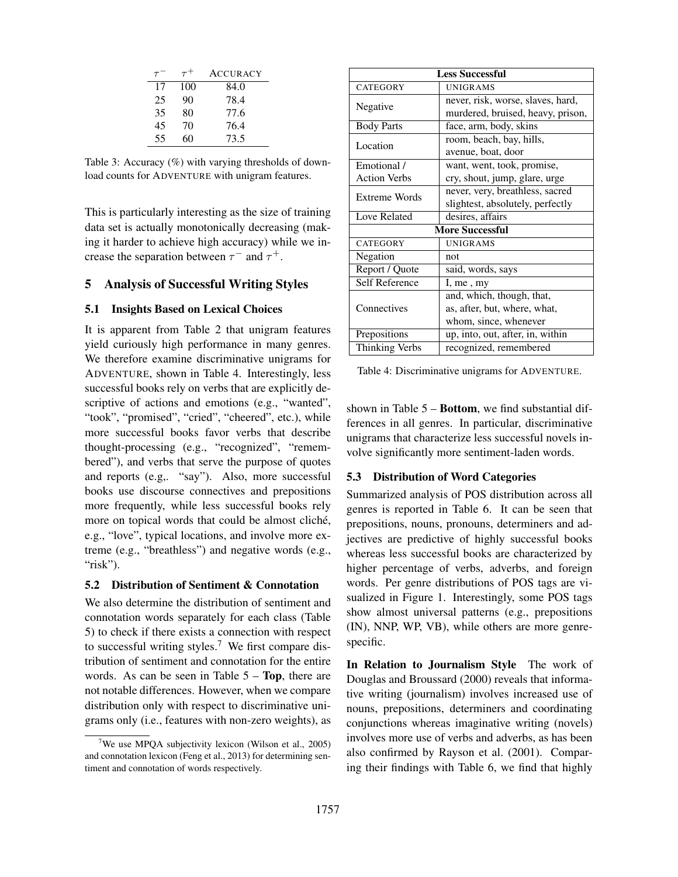| $\tau^-$ | $\tau^+$ | ACCURACY |
|---|---|---|
| 17 | 100 | 84.0 |
| 25 | 90 | 78.4 |
| 35 | 80 | 77.6 |
| 45 | 70 | 76.4 |
| 55 | 60 | 73.5 |

Table 3: Accuracy (%) with varying thresholds of download counts for ADVENTURE with unigram features.

This is particularly interesting as the size of training data set is actually monotonically decreasing (making it harder to achieve high accuracy) while we increase the separation between $\tau^-$ and $\tau^+$.

## 5 Analysis of Successful Writing Styles

### 5.1 Insights Based on Lexical Choices

It is apparent from Table 2 that unigram features yield curiously high performance in many genres. We therefore examine discriminative unigrams for ADVENTURE, shown in Table 4. Interestingly, less successful books rely on verbs that are explicitly descriptive of actions and emotions (e.g., "wanted", "took", "promised", "cried", "cheered", etc.), while more successful books favor verbs that describe thought-processing (e.g., "recognized", "remembered"), and verbs that serve the purpose of quotes and reports (e.g,. "say"). Also, more successful books use discourse connectives and prepositions more frequently, while less successful books rely more on topical words that could be almost cliché, e.g., "love", typical locations, and involve more extreme (e.g., "breathless") and negative words (e.g., "risk").

### 5.2 Distribution of Sentiment & Connotation

We also determine the distribution of sentiment and connotation words separately for each class (Table 5) to check if there exists a connection with respect to successful writing styles.[7] We first compare distribution of sentiment and connotation for the entire words. As can be seen in Table 5 – **Top**, there are not notable differences. However, when we compare distribution only with respect to discriminative unigrams only (i.e., features with non-zero weights), as shown in Table 5 – **Bottom**, we find substantial differences in all genres. In particular, discriminative unigrams that characterize less successful novels involve significantly more sentiment-laden words.

[7] We use MPQA subjectivity lexicon (Wilson et al., 2005) and connotation lexicon (Feng et al., 2013) for determining sentiment and connotation of words respectively.

| **Less Successful** | |
|---|---|
| CATEGORY | UNIGRAMS |
| Negative | never, risk, worse, slaves, hard, murdered, bruised, heavy, prison, |
| Body Parts | face, arm, body, skins |
| Location | room, beach, bay, hills, avenue, boat, door |
| Emotional / Action Verbs | want, went, took, promise, cry, shout, jump, glare, urge |
| Extreme Words | never, very, breathless, sacred slightest, absolutely, perfectly |
| Love Related | desires, affairs |
| **More Successful** | |
| CATEGORY | UNIGRAMS |
| Negation | not |
| Report / Quote | said, words, says |
| Self Reference | I, me , my |
| Connectives | and, which, though, that, as, after, but, where, what, whom, since, whenever |
| Prepositions | up, into, out, after, in, within |
| Thinking Verbs | recognized, remembered |

Table 4: Discriminative unigrams for ADVENTURE.

### 5.3 Distribution of Word Categories

Summarized analysis of POS distribution across all genres is reported in Table 6. It can be seen that prepositions, nouns, pronouns, determiners and adjectives are predictive of highly successful books whereas less successful books are characterized by higher percentage of verbs, adverbs, and foreign words. Per genre distributions of POS tags are visualized in Figure 1. Interestingly, some POS tags show almost universal patterns (e.g., prepositions (IN), NNP, WP, VB), while others are more genre-specific.

**In Relation to Journalism Style** The work of Douglas and Broussard (2000) reveals that informative writing (journalism) involves increased use of nouns, prepositions, determiners and coordinating conjunctions whereas imaginative writing (novels) involves more use of verbs and adverbs, as has been also confirmed by Rayson et al. (2001). Comparing their findings with Table 6, we find that highly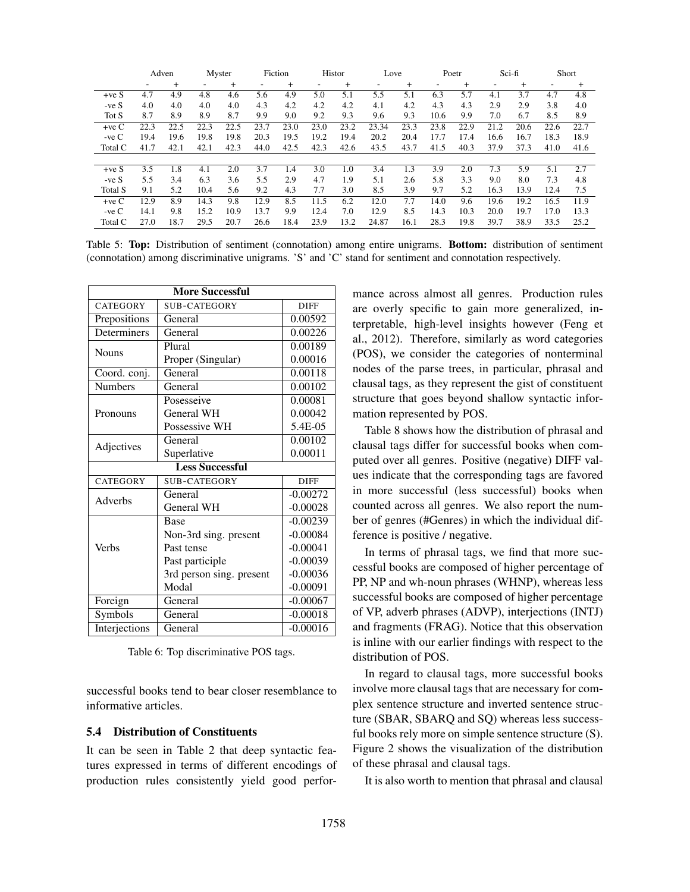| | Adven | | Myster | | Fiction | | Histor | | Love | | Poetr | | Sci-fi | | Short | |
|---|---|---|---|---|---|---|---|---|---|---|---|---|---|---|---|---|
| | - | + | - | + | - | + | - | + | - | + | - | + | - | + | - | + |
| +ve S | 4.7 | 4.9 | 4.8 | 4.6 | 5.6 | 4.9 | 5.0 | 5.1 | 5.5 | 5.1 | 6.3 | 5.7 | 4.1 | 3.7 | 4.7 | 4.8 |
| -ve S | 4.0 | 4.0 | 4.0 | 4.0 | 4.3 | 4.2 | 4.2 | 4.2 | 4.1 | 4.2 | 4.3 | 4.3 | 2.9 | 2.9 | 3.8 | 4.0 |
| Tot S | 8.7 | 8.9 | 8.9 | 8.7 | 9.9 | 9.0 | 9.2 | 9.3 | 9.6 | 9.3 | 10.6 | 9.9 | 7.0 | 6.7 | 8.5 | 8.9 |
| +ve C | 22.3 | 22.5 | 22.3 | 22.5 | 23.7 | 23.0 | 23.0 | 23.2 | 23.34 | 23.3 | 23.8 | 22.9 | 21.2 | 20.6 | 22.6 | 22.7 |
| -ve C | 19.4 | 19.6 | 19.8 | 19.8 | 20.3 | 19.5 | 19.2 | 19.4 | 20.2 | 20.4 | 17.7 | 17.4 | 16.6 | 16.7 | 18.3 | 18.9 |
| Total C | 41.7 | 42.1 | 42.1 | 42.3 | 44.0 | 42.5 | 42.3 | 42.6 | 43.5 | 43.7 | 41.5 | 40.3 | 37.9 | 37.3 | 41.0 | 41.6 |
| +ve S | 3.5 | 1.8 | 4.1 | 2.0 | 3.7 | 1.4 | 3.0 | 1.0 | 3.4 | 1.3 | 3.9 | 2.0 | 7.3 | 5.9 | 5.1 | 2.7 |
| -ve S | 5.5 | 3.4 | 6.3 | 3.6 | 5.5 | 2.9 | 4.7 | 1.9 | 5.1 | 2.6 | 5.8 | 3.3 | 9.0 | 8.0 | 7.3 | 4.8 |
| Total S | 9.1 | 5.2 | 10.4 | 5.6 | 9.2 | 4.3 | 7.7 | 3.0 | 8.5 | 3.9 | 9.7 | 5.2 | 16.3 | 13.9 | 12.4 | 7.5 |
| +ve C | 12.9 | 8.9 | 14.3 | 9.8 | 12.9 | 8.5 | 11.5 | 6.2 | 12.0 | 7.7 | 14.0 | 9.6 | 19.6 | 19.2 | 16.5 | 11.9 |
| -ve C | 14.1 | 9.8 | 15.2 | 10.9 | 13.7 | 9.9 | 12.4 | 7.0 | 12.9 | 8.5 | 14.3 | 10.3 | 20.0 | 19.7 | 17.0 | 13.3 |
| Total C | 27.0 | 18.7 | 29.5 | 20.7 | 26.6 | 18.4 | 23.9 | 13.2 | 24.87 | 16.1 | 28.3 | 19.8 | 39.7 | 38.9 | 33.5 | 25.2 |

Table 5: **Top:** Distribution of sentiment (connotation) among entire unigrams. **Bottom:** distribution of sentiment (connotation) among discriminative unigrams. 'S' and 'C' stand for sentiment and connotation respectively.

| More Successful | | |
|---|---|---|
| CATEGORY | SUB-CATEGORY | DIFF |
| Prepositions | General | 0.00592 |
| Determiners | General | 0.00226 |
| Nouns | Plural | 0.00189 |
| | Proper (Singular) | 0.00016 |
| Coord. conj. | General | 0.00118 |
| Numbers | General | 0.00102 |
| Pronouns | Posesseive | 0.00081 |
| | General WH | 0.00042 |
| | Possessive WH | 5.4E-05 |
| Adjectives | General | 0.00102 |
| | Superlative | 0.00011 |
| **Less Successful** | | |
| CATEGORY | SUB-CATEGORY | DIFF |
| Adverbs | General | -0.00272 |
| | General WH | -0.00028 |
| Verbs | Base | -0.00239 |
| | Non-3rd sing. present | -0.00084 |
| | Past tense | -0.00041 |
| | Past participle | -0.00039 |
| | 3rd person sing. present | -0.00036 |
| | Modal | -0.00091 |
| Foreign | General | -0.00067 |
| Symbols | General | -0.00018 |
| Interjections | General | -0.00016 |

Table 6: Top discriminative POS tags.

successful books tend to bear closer resemblance to informative articles.

### 5.4 Distribution of Constituents

It can be seen in Table 2 that deep syntactic features expressed in terms of different encodings of production rules consistently yield good performance across almost all genres. Production rules are overly specific to gain more generalized, interpretable, high-level insights however (Feng et al., 2012). Therefore, similarly as word categories (POS), we consider the categories of nonterminal nodes of the parse trees, in particular, phrasal and clausal tags, as they represent the gist of constituent structure that goes beyond shallow syntactic information represented by POS.

Table 8 shows how the distribution of phrasal and clausal tags differ for successful books when computed over all genres. Positive (negative) DIFF values indicate that the corresponding tags are favored in more successful (less successful) books when counted across all genres. We also report the number of genres (#Genres) in which the individual difference is positive / negative.

In terms of phrasal tags, we find that more successful books are composed of higher percentage of PP, NP and wh-noun phrases (WHNP), whereas less successful books are composed of higher percentage of VP, adverb phrases (ADVP), interjections (INTJ) and fragments (FRAG). Notice that this observation is inline with our earlier findings with respect to the distribution of POS.

In regard to clausal tags, more successful books involve more clausal tags that are necessary for complex sentence structure and inverted sentence structure (SBAR, SBARQ and SQ) whereas less successful books rely more on simple sentence structure (S). Figure 2 shows the visualization of the distribution of these phrasal and clausal tags.

It is also worth to mention that phrasal and clausal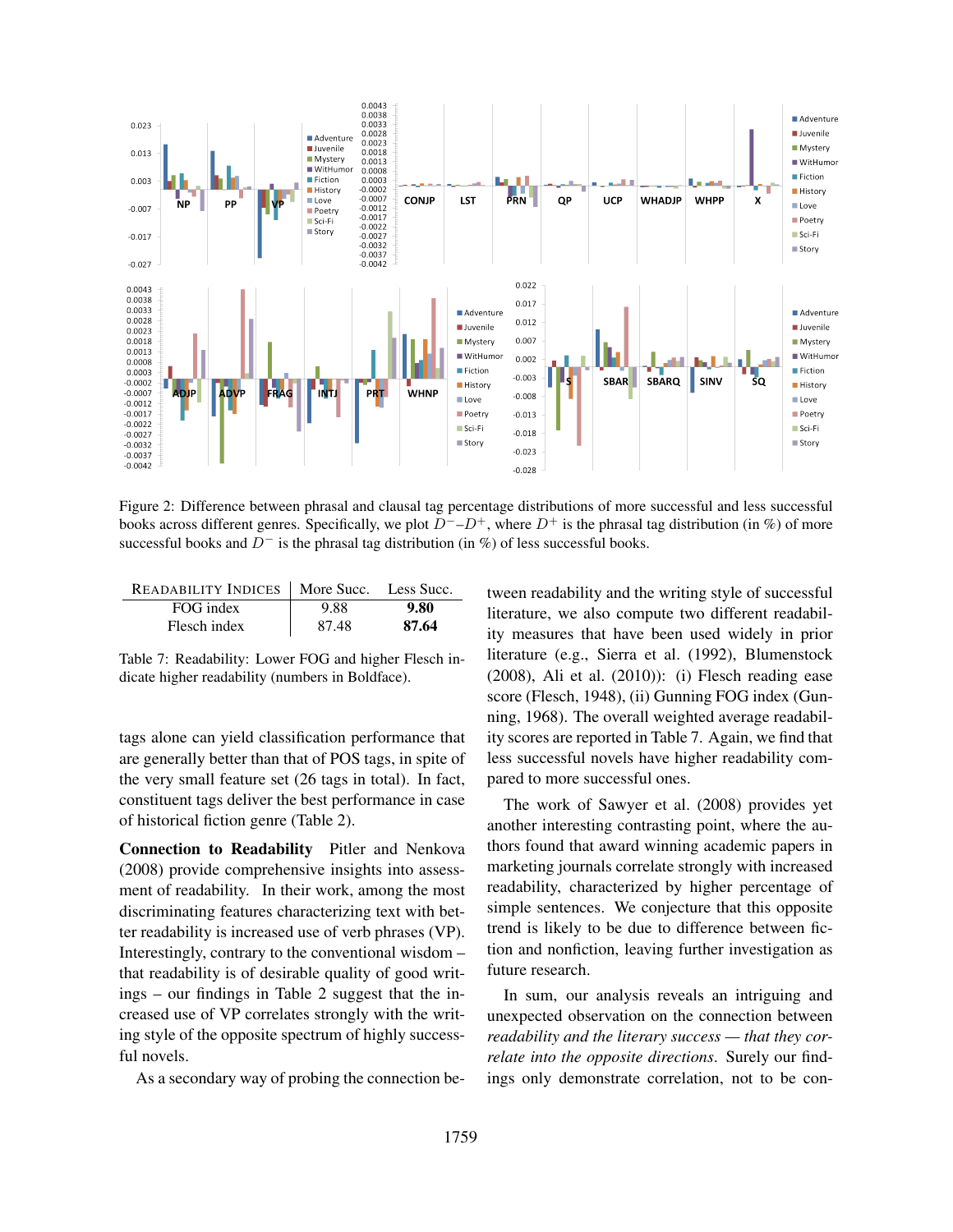0.023
0.013
0.003
-0.007
-0.017
-0.027

NP PP VP

Adventure
Juvenile
Mystery
WitHumor
Fiction
History
Love
Poetry
Sci-Fi
Story

0.0043
0.0038
0.0033
0.0028
0.0023
0.0018
0.0013
0.0008
0.0003
-0.0002
-0.0007
-0.0012
-0.0017
-0.0022
-0.0027
-0.0032
-0.0037
-0.0042

CONJP LST PRN QP UCP WHADJP WHPP X

Adventure
Juvenile
Mystery
WitHumor
Fiction
History
Love
Poetry
Sci-Fi
Story

0.0043
0.0038
0.0033
0.0028
0.0023
0.0018
0.0013
0.0008
0.0003
-0.0002
-0.0007
-0.0012
-0.0017
-0.0022
-0.0027
-0.0032
-0.0037
-0.0042

ADJP ADVP FRAG INTJ PRT WHNP

Adventure
Juvenile
Mystery
WitHumor
Fiction
History
Love
Poetry
Sci-Fi
Story

0.022
0.017
0.012
0.007
0.002
-0.003
-0.008
-0.013
-0.018
-0.023
-0.028

S SBAR SBARQ SINV SQ

Adventure
Juvenile
Mystery
WitHumor
Fiction
History
Love
Poetry
Sci-Fi
Story

Figure 2: Difference between phrasal and clausal tag percentage distributions of more successful and less successful books across different genres. Specifically, we plot $D^{-}–D^{+}$, where $D^{+}$ is the phrasal tag distribution (in %) of more successful books and $D^{-}$ is the phrasal tag distribution (in %) of less successful books.

| Readability Indices | More Succ. | Less Succ. |
|---|---|---|
| FOG index | 9.88 | **9.80** |
| Flesch index | 87.48 | **87.64** |

Table 7: Readability: Lower FOG and higher Flesch indicate higher readability (numbers in Boldface).

tags alone can yield classification performance that are generally better than that of POS tags, in spite of the very small feature set (26 tags in total). In fact, constituent tags deliver the best performance in case of historical fiction genre (Table 2).

**Connection to Readability** Pitler and Nenkova (2008) provide comprehensive insights into assessment of readability. In their work, among the most discriminating features characterizing text with better readability is increased use of verb phrases (VP). Interestingly, contrary to the conventional wisdom – that readability is of desirable quality of good writings – our findings in Table 2 suggest that the increased use of VP correlates strongly with the writing style of the opposite spectrum of highly successful novels.

As a secondary way of probing the connection between readability and the writing style of successful literature, we also compute two different readability measures that have been used widely in prior literature (e.g., Sierra et al. (1992), Blumenstock (2008), Ali et al. (2010)): (i) Flesch reading ease score (Flesch, 1948), (ii) Gunning FOG index (Gunning, 1968). The overall weighted average readability scores are reported in Table 7. Again, we find that less successful novels have higher readability compared to more successful ones.

The work of Sawyer et al. (2008) provides yet another interesting contrasting point, where the authors found that award winning academic papers in marketing journals correlate strongly with increased readability, characterized by higher percentage of simple sentences. We conjecture that this opposite trend is likely to be due to difference between fiction and nonfiction, leaving further investigation as future research.

In sum, our analysis reveals an intriguing and unexpected observation on the connection between *readability and the literary success — that they correlate into the opposite directions*. Surely our findings only demonstrate correlation, not to be con-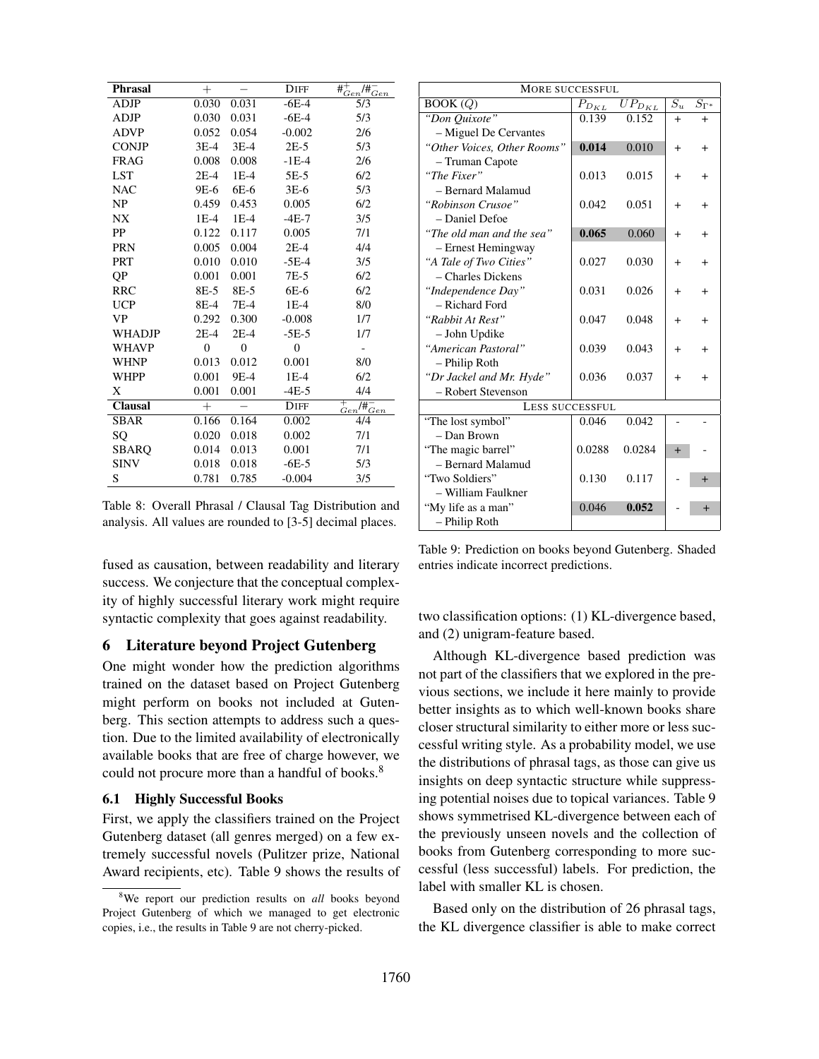| Phrasal | + | − | DIFF | $\#^{+}_{Gen}/\#^{-}_{Gen}$ |
|---|---|---|---|---|
| ADJP | 0.030 | 0.031 | -6E-4 | 5/3 |
| ADJP | 0.030 | 0.031 | -6E-4 | 5/3 |
| ADVP | 0.052 | 0.054 | -0.002 | 2/6 |
| CONJP | 3E-4 | 3E-4 | 2E-5 | 5/3 |
| FRAG | 0.008 | 0.008 | -1E-4 | 2/6 |
| LST | 2E-4 | 1E-4 | 5E-5 | 6/2 |
| NAC | 9E-6 | 6E-6 | 3E-6 | 5/3 |
| NP | 0.459 | 0.453 | 0.005 | 6/2 |
| NX | 1E-4 | 1E-4 | -4E-7 | 3/5 |
| PP | 0.122 | 0.117 | 0.005 | 7/1 |
| PRN | 0.005 | 0.004 | 2E-4 | 4/4 |
| PRT | 0.010 | 0.010 | -5E-4 | 3/5 |
| QP | 0.001 | 0.001 | 7E-5 | 6/2 |
| RRC | 8E-5 | 8E-5 | 6E-6 | 6/2 |
| UCP | 8E-4 | 7E-4 | 1E-4 | 8/0 |
| VP | 0.292 | 0.300 | -0.008 | 1/7 |
| WHADJP | 2E-4 | 2E-4 | -5E-5 | 1/7 |
| WHAVP | 0 | 0 | 0 | - |
| WHNP | 0.013 | 0.012 | 0.001 | 8/0 |
| WHPP | 0.001 | 9E-4 | 1E-4 | 6/2 |
| X | 0.001 | 0.001 | -4E-5 | 4/4 |
| **Clausal** | + | − | DIFF | $\#^{+}_{Gen}/\#^{-}_{Gen}$ |
| SBAR | 0.166 | 0.164 | 0.002 | 4/4 |
| SQ | 0.020 | 0.018 | 0.002 | 7/1 |
| SBARQ | 0.014 | 0.013 | 0.001 | 7/1 |
| SINV | 0.018 | 0.018 | -6E-5 | 5/3 |
| S | 0.781 | 0.785 | -0.004 | 3/5 |

Table 8: Overall Phrasal / Clausal Tag Distribution and analysis. All values are rounded to [3-5] decimal places.

fused as causation, between readability and literary success. We conjecture that the conceptual complexity of highly successful literary work might require syntactic complexity that goes against readability.

## 6 Literature beyond Project Gutenberg

One might wonder how the prediction algorithms trained on the dataset based on Project Gutenberg might perform on books not included at Gutenberg. This section attempts to address such a question. Due to the limited availability of electronically available books that are free of charge however, we could not procure more than a handful of books.[8]

### 6.1 Highly Successful Books

First, we apply the classifiers trained on the Project Gutenberg dataset (all genres merged) on a few extremely successful novels (Pulitzer prize, National Award recipients, etc). Table 9 shows the results of two classification options: (1) KL-divergence based, and (2) unigram-feature based.

| BOOK ($Q$) | $P_{D_{KL}}$ | $UP_{D_{KL}}$ | $S_u$ | $S_{\Gamma^*}$ |
|---|---|---|---|---|
| MORE SUCCESSFUL | | | | |
| *"Don Quixote"* – Miguel De Cervantes | 0.139 | 0.152 | + | + |
| *"Other Voices, Other Rooms"* – Truman Capote | **0.014** | 0.010 | + | + |
| *"The Fixer"* – Bernard Malamud | 0.013 | 0.015 | + | + |
| *"Robinson Crusoe"* – Daniel Defoe | 0.042 | 0.051 | + | + |
| *"The old man and the sea"* – Ernest Hemingway | **0.065** | 0.060 | + | + |
| *"A Tale of Two Cities"* – Charles Dickens | 0.027 | 0.030 | + | + |
| *"Independence Day"* – Richard Ford | 0.031 | 0.026 | + | + |
| *"Rabbit At Rest"* – John Updike | 0.047 | 0.048 | + | + |
| *"American Pastoral"* – Philip Roth | 0.039 | 0.043 | + | + |
| *"Dr Jackel and Mr. Hyde"* – Robert Stevenson | 0.036 | 0.037 | + | + |
| LESS SUCCESSFUL | | | | |
| "The lost symbol" – Dan Brown | 0.046 | 0.042 | - | - |
| "The magic barrel" – Bernard Malamud | 0.0288 | 0.0284 | + | - |
| "Two Soldiers" – William Faulkner | 0.130 | 0.117 | - | + |
| "My life as a man" – Philip Roth | 0.046 | **0.052** | - | + |

Table 9: Prediction on books beyond Gutenberg. Shaded entries indicate incorrect predictions.

Although KL-divergence based prediction was not part of the classifiers that we explored in the previous sections, we include it here mainly to provide better insights as to which well-known books share closer structural similarity to either more or less successful writing style. As a probability model, we use the distributions of phrasal tags, as those can give us insights on deep syntactic structure while suppressing potential noises due to topical variances. Table 9 shows symmetrised KL-divergence between each of the previously unseen novels and the collection of books from Gutenberg corresponding to more successful (less successful) labels. For prediction, the label with smaller KL is chosen.

Based only on the distribution of 26 phrasal tags, the KL divergence classifier is able to make correct

[8]We report our prediction results on *all* books beyond Project Gutenberg of which we managed to get electronic copies, i.e., the results in Table 9 are not cherry-picked.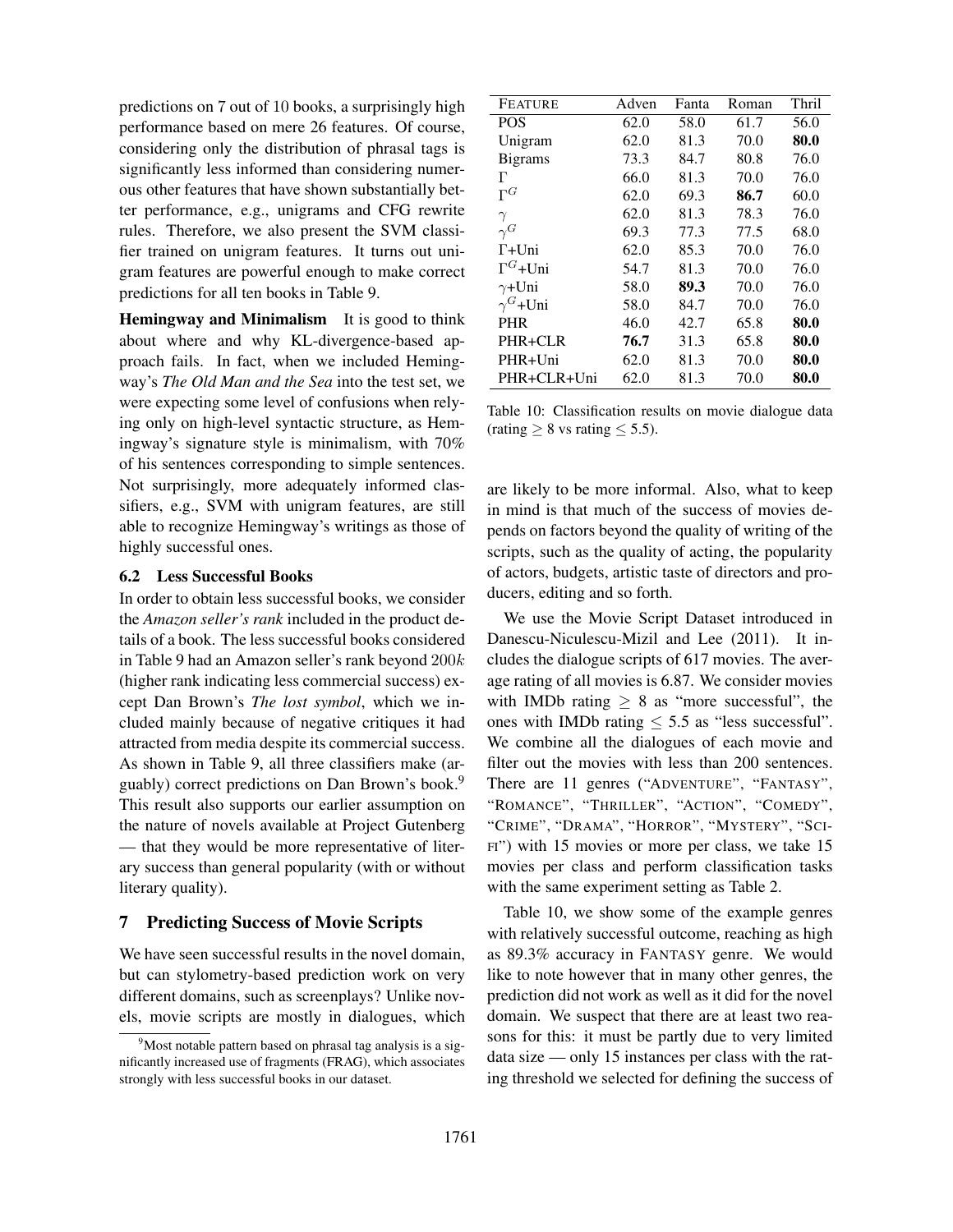predictions on 7 out of 10 books, a surprisingly high performance based on mere 26 features. Of course, considering only the distribution of phrasal tags is significantly less informed than considering numerous other features that have shown substantially better performance, e.g., unigrams and CFG rewrite rules. Therefore, we also present the SVM classifier trained on unigram features. It turns out unigram features are powerful enough to make correct predictions for all ten books in Table 9.

**Hemingway and Minimalism** It is good to think about where and why KL-divergence-based approach fails. In fact, when we included Hemingway's *The Old Man and the Sea* into the test set, we were expecting some level of confusions when relying only on high-level syntactic structure, as Hemingway's signature style is minimalism, with 70% of his sentences corresponding to simple sentences. Not surprisingly, more adequately informed classifiers, e.g., SVM with unigram features, are still able to recognize Hemingway's writings as those of highly successful ones.

### 6.2 Less Successful Books

In order to obtain less successful books, we consider the *Amazon seller's rank* included in the product details of a book. The less successful books considered in Table 9 had an Amazon seller's rank beyond $200k$ (higher rank indicating less commercial success) except Dan Brown's *The lost symbol*, which we included mainly because of negative critiques it had attracted from media despite its commercial success. As shown in Table 9, all three classifiers make (arguably) correct predictions on Dan Brown's book.[9] This result also supports our earlier assumption on the nature of novels available at Project Gutenberg — that they would be more representative of literary success than general popularity (with or without literary quality).

## 7 Predicting Success of Movie Scripts

We have seen successful results in the novel domain, but can stylometry-based prediction work on very different domains, such as screenplays? Unlike novels, movie scripts are mostly in dialogues, which are likely to be more informal. Also, what to keep in mind is that much of the success of movies depends on factors beyond the quality of writing of the scripts, such as the quality of acting, the popularity of actors, budgets, artistic taste of directors and producers, editing and so forth.

[9] Most notable pattern based on phrasal tag analysis is a significantly increased use of fragments (FRAG), which associates strongly with less successful books in our dataset.

| FEATURE | Adven | Fanta | Roman | Thril |
|---|---|---|---|---|
| POS | 62.0 | 58.0 | 61.7 | 56.0 |
| Unigram | 62.0 | 81.3 | 70.0 | **80.0** |
| Bigrams | 73.3 | 84.7 | 80.8 | 76.0 |
| $\Gamma$ | 66.0 | 81.3 | 70.0 | 76.0 |
| $\Gamma^G$ | 62.0 | 69.3 | **86.7** | 60.0 |
| $\gamma$ | 62.0 | 81.3 | 78.3 | 76.0 |
| $\gamma^G$ | 69.3 | 77.3 | 77.5 | 68.0 |
| $\Gamma$+Uni | 62.0 | 85.3 | 70.0 | 76.0 |
| $\Gamma^G$+Uni | 54.7 | 81.3 | 70.0 | 76.0 |
| $\gamma$+Uni | 58.0 | **89.3** | 70.0 | 76.0 |
| $\gamma^G$+Uni | 58.0 | 84.7 | 70.0 | 76.0 |
| PHR | 46.0 | 42.7 | 65.8 | **80.0** |
| PHR+CLR | **76.7** | 31.3 | 65.8 | **80.0** |
| PHR+Uni | 62.0 | 81.3 | 70.0 | **80.0** |
| PHR+CLR+Uni | 62.0 | 81.3 | 70.0 | **80.0** |

Table 10: Classification results on movie dialogue data (rating $\geq$ 8 vs rating $\leq$ 5.5).

We use the Movie Script Dataset introduced in Danescu-Niculescu-Mizil and Lee (2011). It includes the dialogue scripts of 617 movies. The average rating of all movies is 6.87. We consider movies with IMDb rating $\geq$ 8 as "more successful", the ones with IMDb rating $\leq$ 5.5 as "less successful". We combine all the dialogues of each movie and filter out the movies with less than 200 sentences. There are 11 genres ("ADVENTURE", "FANTASY", "ROMANCE", "THRILLER", "ACTION", "COMEDY", "CRIME", "DRAMA", "HORROR", "MYSTERY", "SCI-FI") with 15 movies or more per class, we take 15 movies per class and perform classification tasks with the same experiment setting as Table 2.

Table 10, we show some of the example genres with relatively successful outcome, reaching as high as 89.3% accuracy in FANTASY genre. We would like to note however that in many other genres, the prediction did not work as well as it did for the novel domain. We suspect that there are at least two reasons for this: it must be partly due to very limited data size — only 15 instances per class with the rating threshold we selected for defining the success of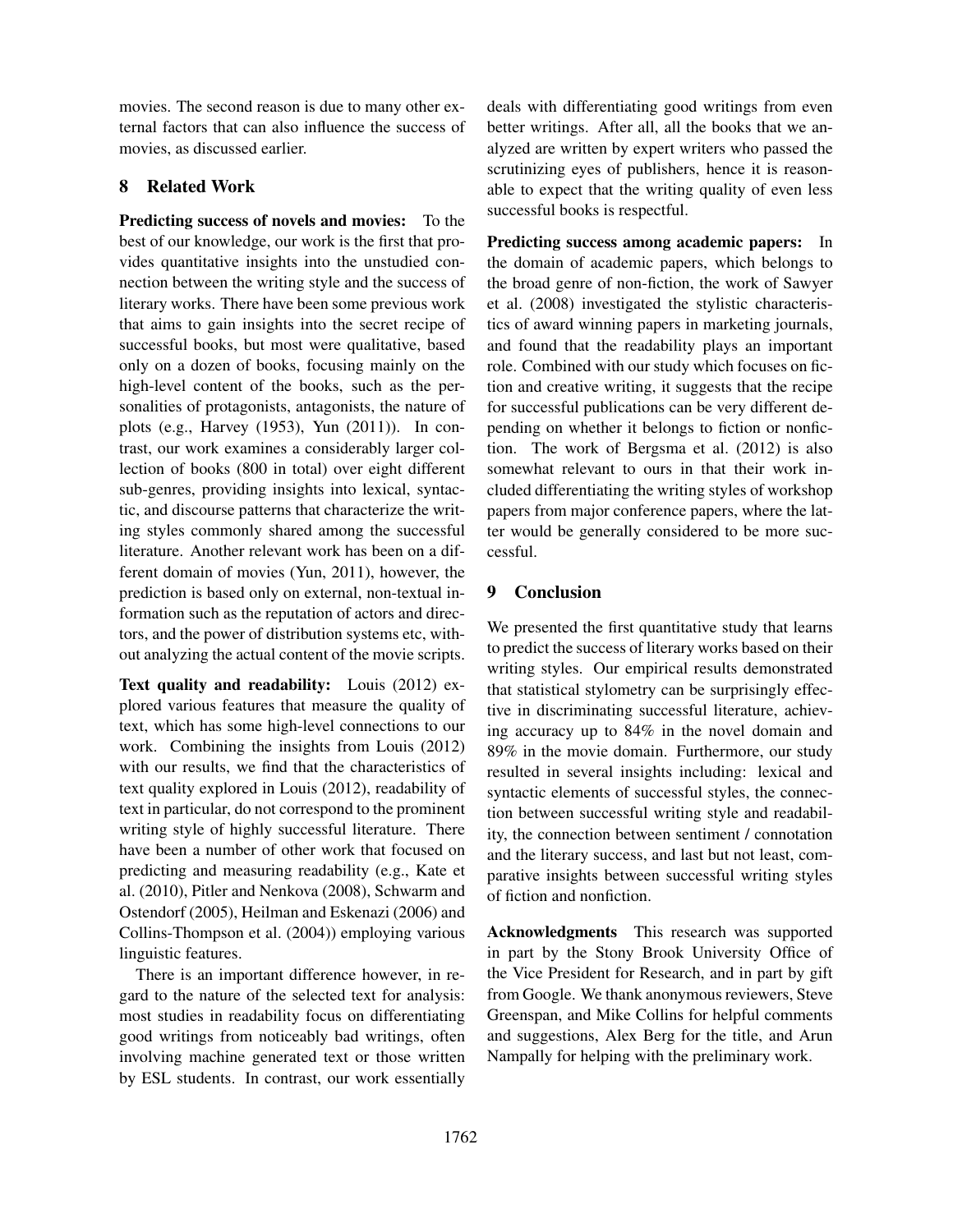movies. The second reason is due to many other external factors that can also influence the success of movies, as discussed earlier.

## 8 Related Work

**Predicting success of novels and movies:** To the best of our knowledge, our work is the first that provides quantitative insights into the unstudied connection between the writing style and the success of literary works. There have been some previous work that aims to gain insights into the secret recipe of successful books, but most were qualitative, based only on a dozen of books, focusing mainly on the high-level content of the books, such as the personalities of protagonists, antagonists, the nature of plots (e.g., Harvey (1953), Yun (2011)). In contrast, our work examines a considerably larger collection of books (800 in total) over eight different sub-genres, providing insights into lexical, syntactic, and discourse patterns that characterize the writing styles commonly shared among the successful literature. Another relevant work has been on a different domain of movies (Yun, 2011), however, the prediction is based only on external, non-textual information such as the reputation of actors and directors, and the power of distribution systems etc, without analyzing the actual content of the movie scripts.

**Text quality and readability:** Louis (2012) explored various features that measure the quality of text, which has some high-level connections to our work. Combining the insights from Louis (2012) with our results, we find that the characteristics of text quality explored in Louis (2012), readability of text in particular, do not correspond to the prominent writing style of highly successful literature. There have been a number of other work that focused on predicting and measuring readability (e.g., Kate et al. (2010), Pitler and Nenkova (2008), Schwarm and Ostendorf (2005), Heilman and Eskenazi (2006) and Collins-Thompson et al. (2004)) employing various linguistic features.

There is an important difference however, in regard to the nature of the selected text for analysis: most studies in readability focus on differentiating good writings from noticeably bad writings, often involving machine generated text or those written by ESL students. In contrast, our work essentially deals with differentiating good writings from even better writings. After all, all the books that we analyzed are written by expert writers who passed the scrutinizing eyes of publishers, hence it is reasonable to expect that the writing quality of even less successful books is respectful.

**Predicting success among academic papers:** In the domain of academic papers, which belongs to the broad genre of non-fiction, the work of Sawyer et al. (2008) investigated the stylistic characteristics of award winning papers in marketing journals, and found that the readability plays an important role. Combined with our study which focuses on fiction and creative writing, it suggests that the recipe for successful publications can be very different depending on whether it belongs to fiction or nonfiction. The work of Bergsma et al. (2012) is also somewhat relevant to ours in that their work included differentiating the writing styles of workshop papers from major conference papers, where the latter would be generally considered to be more successful.

## 9 Conclusion

We presented the first quantitative study that learns to predict the success of literary works based on their writing styles. Our empirical results demonstrated that statistical stylometry can be surprisingly effective in discriminating successful literature, achieving accuracy up to 84% in the novel domain and 89% in the movie domain. Furthermore, our study resulted in several insights including: lexical and syntactic elements of successful styles, the connection between successful writing style and readability, the connection between sentiment / connotation and the literary success, and last but not least, comparative insights between successful writing styles of fiction and nonfiction.

**Acknowledgments** This research was supported in part by the Stony Brook University Office of the Vice President for Research, and in part by gift from Google. We thank anonymous reviewers, Steve Greenspan, and Mike Collins for helpful comments and suggestions, Alex Berg for the title, and Arun Nampally for helping with the preliminary work.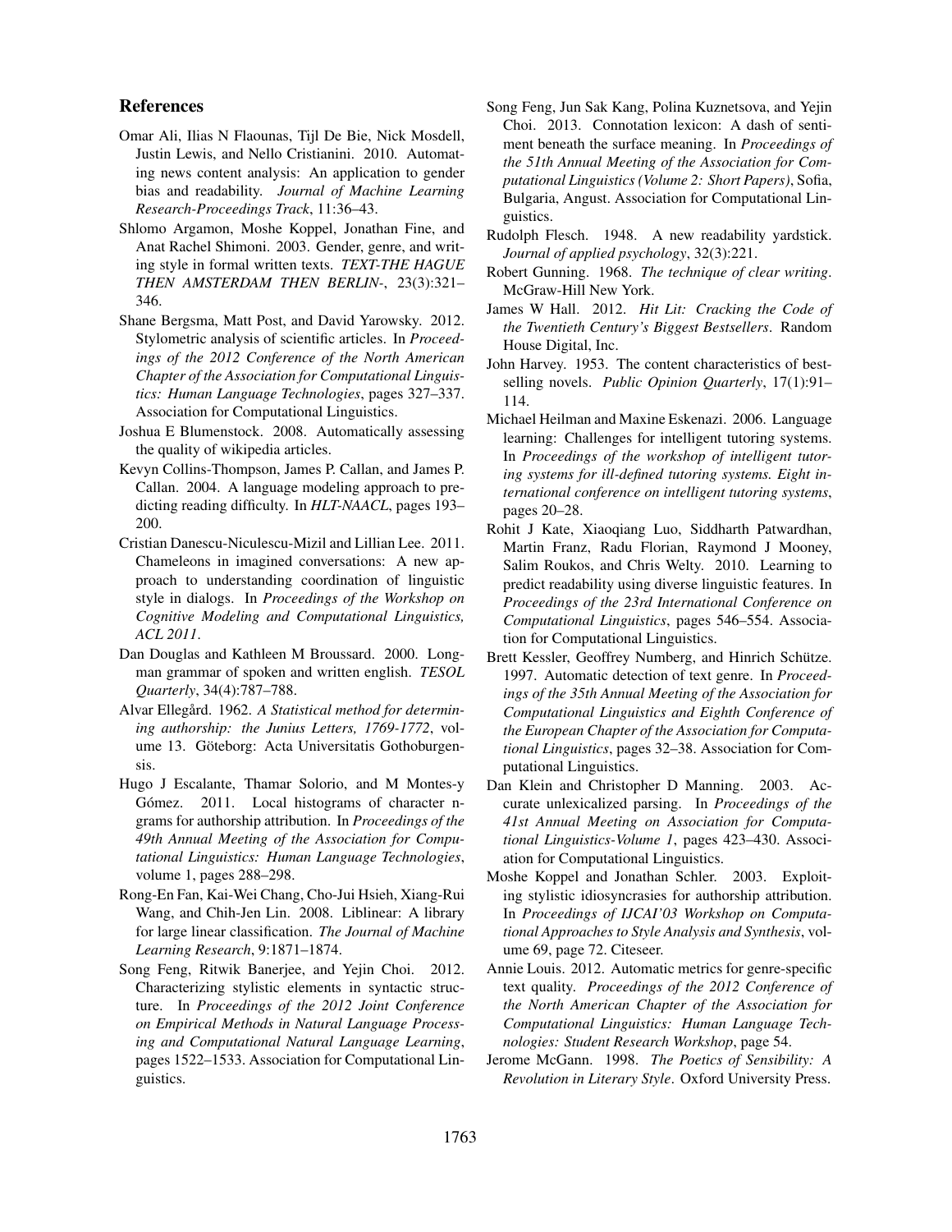## References

Omar Ali, Ilias N Flaounas, Tijl De Bie, Nick Mosdell, Justin Lewis, and Nello Cristianini. 2010. Automating news content analysis: An application to gender bias and readability. *Journal of Machine Learning Research-Proceedings Track*, 11:36–43.

Shlomo Argamon, Moshe Koppel, Jonathan Fine, and Anat Rachel Shimoni. 2003. Gender, genre, and writing style in formal written texts. *TEXT-THE HAGUE THEN AMSTERDAM THEN BERLIN-*, 23(3):321–346.

Shane Bergsma, Matt Post, and David Yarowsky. 2012. Stylometric analysis of scientific articles. In *Proceedings of the 2012 Conference of the North American Chapter of the Association for Computational Linguistics: Human Language Technologies*, pages 327–337. Association for Computational Linguistics.

Joshua E Blumenstock. 2008. Automatically assessing the quality of wikipedia articles.

Kevyn Collins-Thompson, James P. Callan, and James P. Callan. 2004. A language modeling approach to predicting reading difficulty. In *HLT-NAACL*, pages 193–200.

Cristian Danescu-Niculescu-Mizil and Lillian Lee. 2011. Chameleons in imagined conversations: A new approach to understanding coordination of linguistic style in dialogs. In *Proceedings of the Workshop on Cognitive Modeling and Computational Linguistics, ACL 2011*.

Dan Douglas and Kathleen M Broussard. 2000. Longman grammar of spoken and written english. *TESOL Quarterly*, 34(4):787–788.

Alvar Ellegård. 1962. *A Statistical method for determining authorship: the Junius Letters, 1769-1772*, volume 13. Göteborg: Acta Universitatis Gothoburgensis.

Hugo J Escalante, Thamar Solorio, and M Montes-y Gómez. 2011. Local histograms of character n-grams for authorship attribution. In *Proceedings of the 49th Annual Meeting of the Association for Computational Linguistics: Human Language Technologies*, volume 1, pages 288–298.

Rong-En Fan, Kai-Wei Chang, Cho-Jui Hsieh, Xiang-Rui Wang, and Chih-Jen Lin. 2008. Liblinear: A library for large linear classification. *The Journal of Machine Learning Research*, 9:1871–1874.

Song Feng, Ritwik Banerjee, and Yejin Choi. 2012. Characterizing stylistic elements in syntactic structure. In *Proceedings of the 2012 Joint Conference on Empirical Methods in Natural Language Processing and Computational Natural Language Learning*, pages 1522–1533. Association for Computational Linguistics.

Song Feng, Jun Sak Kang, Polina Kuznetsova, and Yejin Choi. 2013. Connotation lexicon: A dash of sentiment beneath the surface meaning. In *Proceedings of the 51th Annual Meeting of the Association for Computational Linguistics (Volume 2: Short Papers)*, Sofia, Bulgaria, Angust. Association for Computational Linguistics.

Rudolph Flesch. 1948. A new readability yardstick. *Journal of applied psychology*, 32(3):221.

Robert Gunning. 1968. *The technique of clear writing*. McGraw-Hill New York.

James W Hall. 2012. *Hit Lit: Cracking the Code of the Twentieth Century's Biggest Bestsellers*. Random House Digital, Inc.

John Harvey. 1953. The content characteristics of best-selling novels. *Public Opinion Quarterly*, 17(1):91–114.

Michael Heilman and Maxine Eskenazi. 2006. Language learning: Challenges for intelligent tutoring systems. In *Proceedings of the workshop of intelligent tutoring systems for ill-defined tutoring systems. Eight international conference on intelligent tutoring systems*, pages 20–28.

Rohit J Kate, Xiaoqiang Luo, Siddharth Patwardhan, Martin Franz, Radu Florian, Raymond J Mooney, Salim Roukos, and Chris Welty. 2010. Learning to predict readability using diverse linguistic features. In *Proceedings of the 23rd International Conference on Computational Linguistics*, pages 546–554. Association for Computational Linguistics.

Brett Kessler, Geoffrey Numberg, and Hinrich Schütze. 1997. Automatic detection of text genre. In *Proceedings of the 35th Annual Meeting of the Association for Computational Linguistics and Eighth Conference of the European Chapter of the Association for Computational Linguistics*, pages 32–38. Association for Computational Linguistics.

Dan Klein and Christopher D Manning. 2003. Accurate unlexicalized parsing. In *Proceedings of the 41st Annual Meeting on Association for Computational Linguistics-Volume 1*, pages 423–430. Association for Computational Linguistics.

Moshe Koppel and Jonathan Schler. 2003. Exploiting stylistic idiosyncrasies for authorship attribution. In *Proceedings of IJCAI'03 Workshop on Computational Approaches to Style Analysis and Synthesis*, volume 69, page 72. Citeseer.

Annie Louis. 2012. Automatic metrics for genre-specific text quality. *Proceedings of the 2012 Conference of the North American Chapter of the Association for Computational Linguistics: Human Language Technologies: Student Research Workshop*, page 54.

Jerome McGann. 1998. *The Poetics of Sensibility: A Revolution in Literary Style*. Oxford University Press.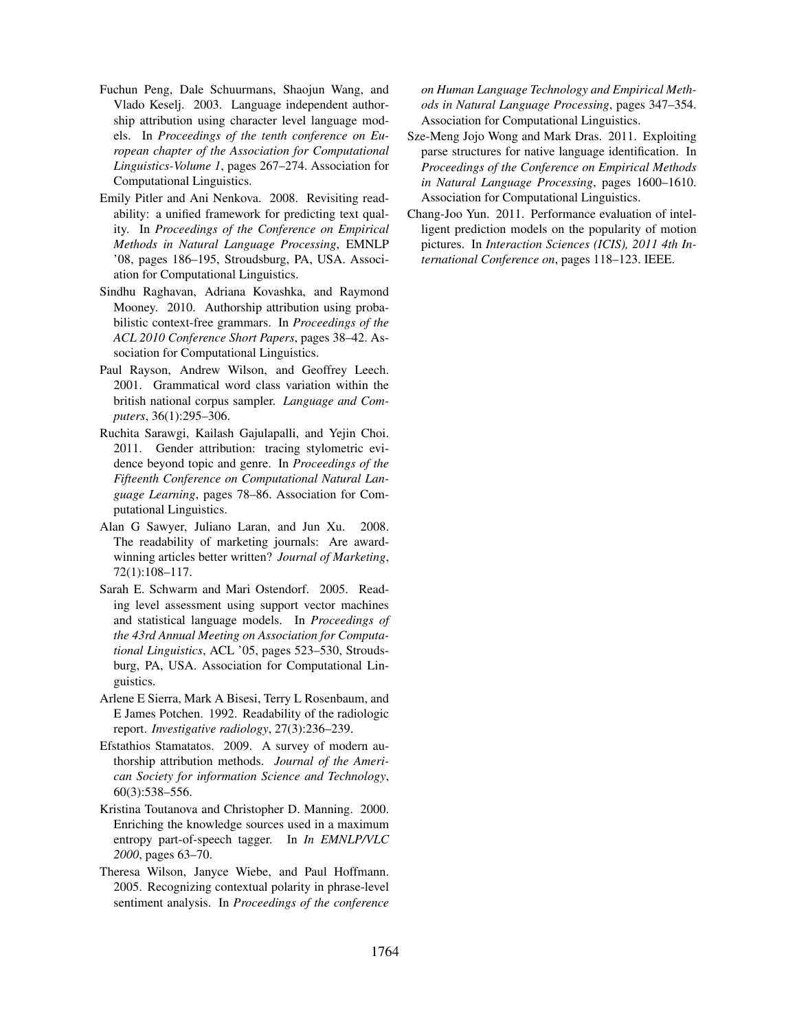Fuchun Peng, Dale Schuurmans, Shaojun Wang, and Vlado Keselj. 2003. Language independent authorship attribution using character level language models. In *Proceedings of the tenth conference on European chapter of the Association for Computational Linguistics-Volume 1*, pages 267–274. Association for Computational Linguistics.

Emily Pitler and Ani Nenkova. 2008. Revisiting readability: a unified framework for predicting text quality. In *Proceedings of the Conference on Empirical Methods in Natural Language Processing*, EMNLP '08, pages 186–195, Stroudsburg, PA, USA. Association for Computational Linguistics.

Sindhu Raghavan, Adriana Kovashka, and Raymond Mooney. 2010. Authorship attribution using probabilistic context-free grammars. In *Proceedings of the ACL 2010 Conference Short Papers*, pages 38–42. Association for Computational Linguistics.

Paul Rayson, Andrew Wilson, and Geoffrey Leech. 2001. Grammatical word class variation within the british national corpus sampler. *Language and Computers*, 36(1):295–306.

Ruchita Sarawgi, Kailash Gajulapalli, and Yejin Choi. 2011. Gender attribution: tracing stylometric evidence beyond topic and genre. In *Proceedings of the Fifteenth Conference on Computational Natural Language Learning*, pages 78–86. Association for Computational Linguistics.

Alan G Sawyer, Juliano Laran, and Jun Xu. 2008. The readability of marketing journals: Are award-winning articles better written? *Journal of Marketing*, 72(1):108–117.

Sarah E. Schwarm and Mari Ostendorf. 2005. Reading level assessment using support vector machines and statistical language models. In *Proceedings of the 43rd Annual Meeting on Association for Computational Linguistics*, ACL '05, pages 523–530, Stroudsburg, PA, USA. Association for Computational Linguistics.

Arlene E Sierra, Mark A Bisesi, Terry L Rosenbaum, and E James Potchen. 1992. Readability of the radiologic report. *Investigative radiology*, 27(3):236–239.

Efstathios Stamatatos. 2009. A survey of modern authorship attribution methods. *Journal of the American Society for information Science and Technology*, 60(3):538–556.

Kristina Toutanova and Christopher D. Manning. 2000. Enriching the knowledge sources used in a maximum entropy part-of-speech tagger. In *In EMNLP/VLC 2000*, pages 63–70.

Theresa Wilson, Janyce Wiebe, and Paul Hoffmann. 2005. Recognizing contextual polarity in phrase-level sentiment analysis. In *Proceedings of the conference on Human Language Technology and Empirical Methods in Natural Language Processing*, pages 347–354. Association for Computational Linguistics.

Sze-Meng Jojo Wong and Mark Dras. 2011. Exploiting parse structures for native language identification. In *Proceedings of the Conference on Empirical Methods in Natural Language Processing*, pages 1600–1610. Association for Computational Linguistics.

Chang-Joo Yun. 2011. Performance evaluation of intelligent prediction models on the popularity of motion pictures. In *Interaction Sciences (ICIS), 2011 4th International Conference on*, pages 118–123. IEEE.